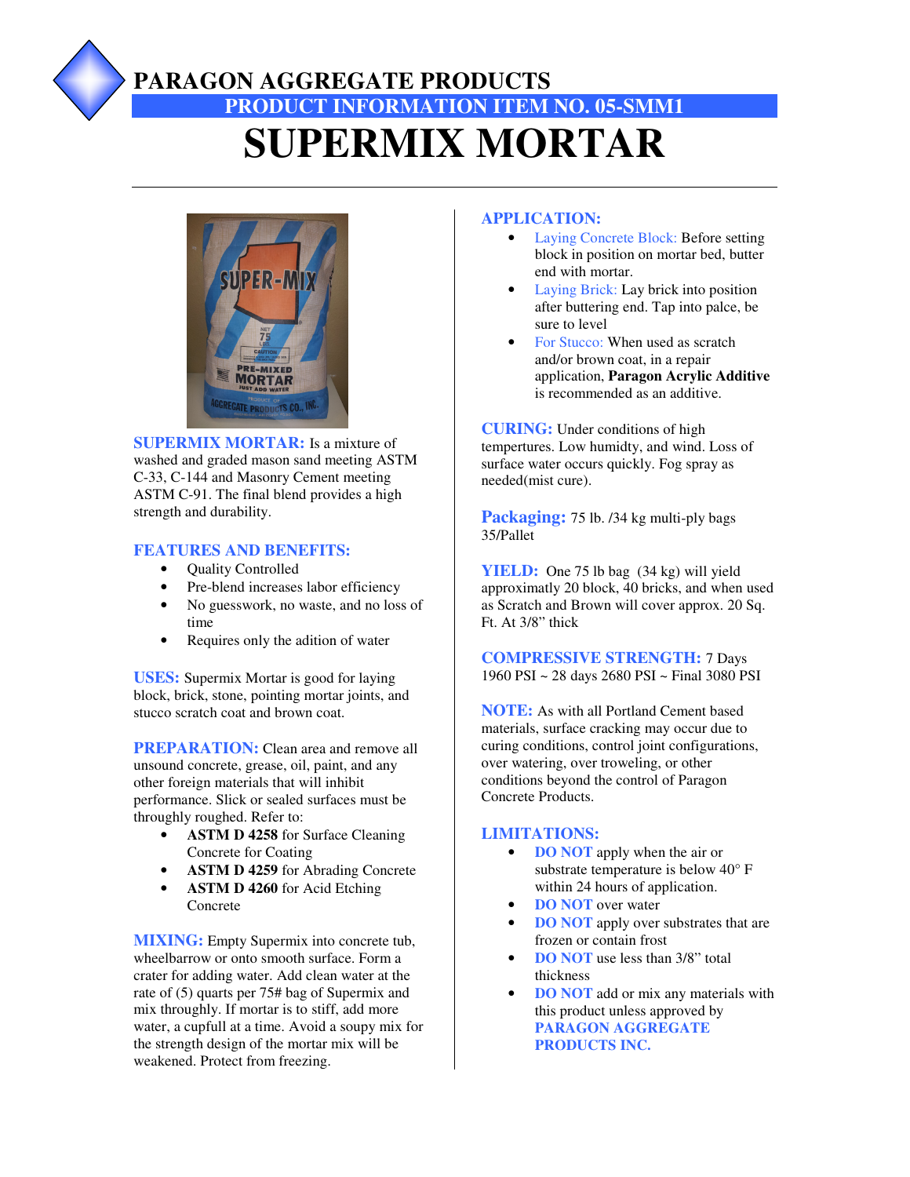# PARAGON AGGREGATE PRODUCTS

## PRODUCT INFORMATION ITEM NO. 05-SMM1

# SUPERMIX MORTAR

**SUPERMIX MORTAR:** Is a mixture of washed and graded mason sand meeting ASTM C-33, C-144 and Masonry Cement meeting ASTM C-91. The final blend provides a high strength and durability.

**FEATURES AND BENEFITS:**

- Quality Controlled
- Pre-blend increases labor efficiency
- No guesswork, no waste, and no loss of time
- Requires only the adition of water

**USES:** Supermix Mortar is good for laying block, brick, stone, pointing mortar joints, and stucco scratch coat and brown coat.

**PREPARATION:** Clean area and remove all unsound concrete, grease, oil, paint, and any other foreign materials that will inhibit performance. Slick or sealed surfaces must be throughly roughed. Refer to:

- **ASTM D 4258** for Surface Cleaning Concrete for Coating
- **ASTM D 4259** for Abrading Concrete
- **ASTM D 4260** for Acid Etching Concrete

**MIXING:** Empty Supermix into concrete tub, wheelbarrow or onto smooth surface. Form a crater for adding water. Add clean water at the rate of (5) quarts per 75# bag of Supermix and mix throughly. If mortar is to stiff, add more water, a cupfull at a time. Avoid a soupy mix for the strength design of the mortar mix will be weakened. Protect from freezing.

**APPLICATION:**

- Laying Concrete Block: Before setting block in position on mortar bed, butter end with mortar.
- Laying Brick: Lay brick into position after buttering end. Tap into palce, be sure to level
- For Stucco: When used as scratch and/or brown coat, in a repair application, **Paragon Acrylic Additive** is recommended as an additive.

**CURING:** Under conditions of high tempertures. Low humidty, and wind. Loss of surface water occurs quickly. Fog spray as needed(mist cure).

**Packaging:** 75 lb. /34 kg multi-ply bags 35/Pallet

**YIELD:** One 75 lb bag (34 kg) will yield approximatly 20 block, 40 bricks, and when used as Scratch and Brown will cover approx. 20 Sq. Ft. At 3/8" thick

**COMPRESSIVE STRENGTH:** 7 Days 1960 PSI ~ 28 days 2680 PSI ~ Final 3080 PSI

**NOTE:** As with all Portland Cement based materials, surface cracking may occur due to curing conditions, control joint configurations, over watering, over troweling, or other conditions beyond the control of Paragon Concrete Products.

**LIMITATIONS:**

- **DO NOT** apply when the air or substrate temperature is below 40° F within 24 hours of application.
- **DO NOT** over water
- **DO NOT** apply over substrates that are frozen or contain frost
- **DO NOT** use less than 3/8" total thickness
- **DO NOT** add or mix any materials with this product unless approved by **PARAGON AGGREGATE PRODUCTS INC.**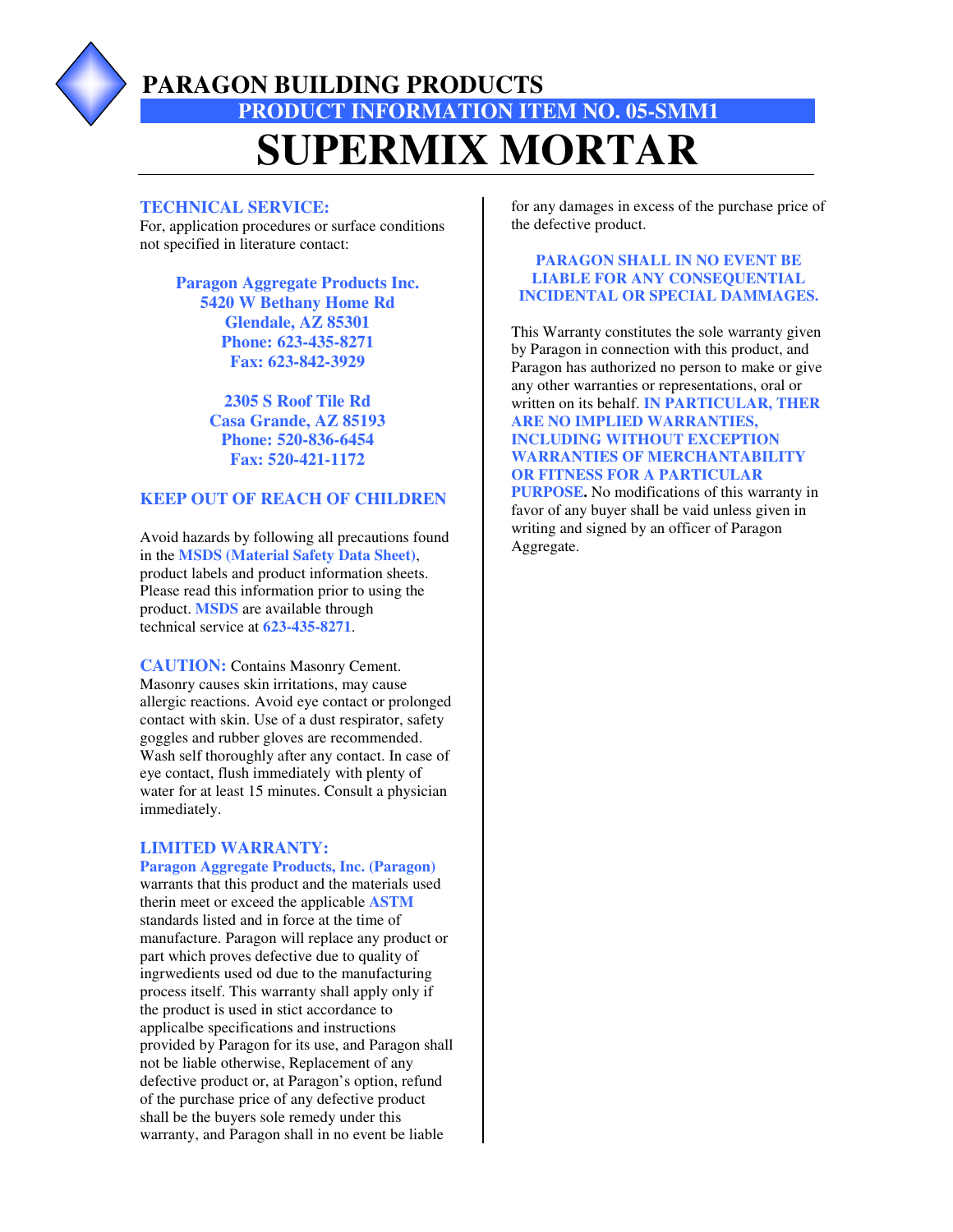# PARAGON BUILDING PRODUCTS

## PRODUCT INFORMATION ITEM NO. 05-SMM1

# SUPERMIX MORTAR

### TECHNICAL SERVICE:

For, application procedures or surface conditions not specified in literature contact:

**Paragon Aggregate Products Inc.**
**5420 W Bethany Home Rd**
**Glendale, AZ 85301**
**Phone: 623-435-8271**
**Fax: 623-842-3929**

**2305 S Roof Tile Rd**
**Casa Grande, AZ 85193**
**Phone: 520-836-6454**
**Fax: 520-421-1172**

### KEEP OUT OF REACH OF CHILDREN

Avoid hazards by following all precautions found in the **MSDS (Material Safety Data Sheet)**, product labels and product information sheets. Please read this information prior to using the product. **MSDS** are available through technical service at **623-435-8271**.

**CAUTION:** Contains Masonry Cement. Masonry causes skin irritations, may cause allergic reactions. Avoid eye contact or prolonged contact with skin. Use of a dust respirator, safety goggles and rubber gloves are recommended. Wash self thoroughly after any contact. In case of eye contact, flush immediately with plenty of water for at least 15 minutes. Consult a physician immediately.

### LIMITED WARRANTY:

**Paragon Aggregate Products, Inc. (Paragon)** warrants that this product and the materials used therin meet or exceed the applicable **ASTM** standards listed and in force at the time of manufacture. Paragon will replace any product or part which proves defective due to quality of ingrwedients used od due to the manufacturing process itself. This warranty shall apply only if the product is used in stict accordance to applicalbe specifications and instructions provided by Paragon for its use, and Paragon shall not be liable otherwise, Replacement of any defective product or, at Paragon's option, refund of the purchase price of any defective product shall be the buyers sole remedy under this warranty, and Paragon shall in no event be liable for any damages in excess of the purchase price of the defective product.

**PARAGON SHALL IN NO EVENT BE LIABLE FOR ANY CONSEQUENTIAL INCIDENTAL OR SPECIAL DAMMAGES.**

This Warranty constitutes the sole warranty given by Paragon in connection with this product, and Paragon has authorized no person to make or give any other warranties or representations, oral or written on its behalf. **IN PARTICULAR, THER ARE NO IMPLIED WARRANTIES, INCLUDING WITHOUT EXCEPTION WARRANTIES OF MERCHANTABILITY OR FITNESS FOR A PARTICULAR PURPOSE.** No modifications of this warranty in favor of any buyer shall be vaid unless given in writing and signed by an officer of Paragon Aggregate.